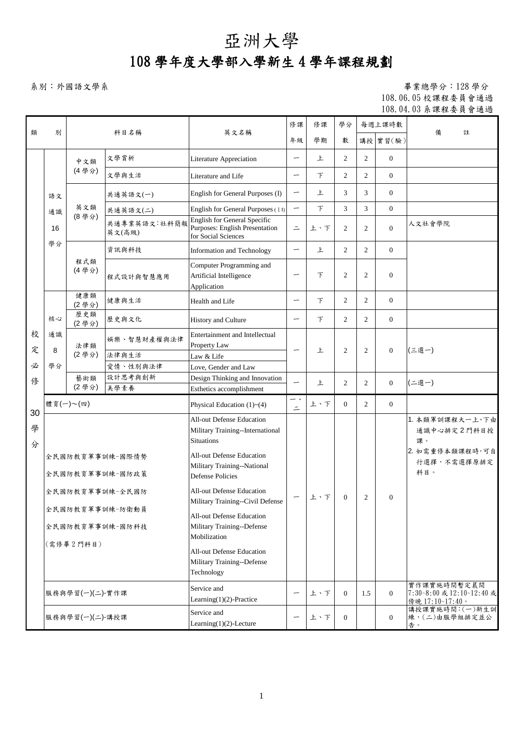# 亞洲大學

## 108 學年度大學部入學新生 4 學年課程規劃

系別：外國語文學系

畢業總學分：128 學分
108.06.05 校課程委員會通過
108.04.03 系課程委員會通過

| 類別 | | 科目名稱 | | 英文名稱 | 修課年級 | 修課學期 | 學分數 | 每週上課時數 | | 備註 |
|---|---|---|---|---|---|---|---|---|---|---|
| | | | | | | | | 講授 | 實習(驗) | |
| 校定必修 30 學分 | 語文通識 16 學分 | 中文類 (4 學分) | 文學賞析 | Literature Appreciation | 一 | 上 | 2 | 2 | 0 | |
| | | | 文學與生活 | Literature and Life | 一 | 下 | 2 | 2 | 0 | |
| | | 英文類 (8 學分) | 共通英語文(一) | English for General Purposes (I) | 一 | 上 | 3 | 3 | 0 | |
| | | | 共通英語文(二) | English for General Purposes (II) | 一 | 下 | 3 | 3 | 0 | |
| | | | 共通專業英語文:社科簡報英文(高級) | English for General Specific Purposes: English Presentation for Social Sciences | 二 | 上、下 | 2 | 2 | 0 | 人文社會學院 |
| | | 程式類 (4 學分) | 資訊與科技 | Information and Technology | 一 | 上 | 2 | 2 | 0 | |
| | | | 程式設計與智慧應用 | Computer Programming and Artificial Intelligence Application | 一 | 下 | 2 | 2 | 0 | |
| | 核心通識 8 學分 | 健康類 (2 學分) | 健康與生活 | Health and Life | 一 | 下 | 2 | 2 | 0 | |
| | | 歷史類 (2 學分) | 歷史與文化 | History and Culture | 一 | 下 | 2 | 2 | 0 | |
| | | 法律類 (2 學分) | 娛樂、智慧財產權與法律 | Entertainment and Intellectual Property Law | 一 | 上 | 2 | 2 | 0 | (三選一) |
| | | | 法律與生活 | Law & Life | | | | | | |
| | | | 愛情、性別與法律 | Love, Gender and Law | | | | | | |
| | | 藝術類 (2 學分) | 設計思考與創新 | Design Thinking and Innovation | 一 | 上 | 2 | 2 | 0 | (二選一) |
| | | | 美學素養 | Esthetics accomplishment | | | | | | |
| | 體育(一)～(四) | | | Physical Education (1)~(4) | 一、二 | 上、下 | 0 | 2 | 0 | |
| | 全民國防教育軍事訓練-國際情勢<br>全民國防教育軍事訓練-國防政策<br>全民國防教育軍事訓練-全民國防<br>全民國防教育軍事訓練-防衛動員<br>全民國防教育軍事訓練-國防科技<br>(需修畢 2 門科目) | | | All-out Defense Education Military Training--International Situations<br>All-out Defense Education Military Training--National Defense Policies<br>All-out Defense Education Military Training--Civil Defense<br>All-out Defense Education Military Training--Defense Mobilization<br>All-out Defense Education Military Training--Defense Technology | 一 | 上、下 | 0 | 2 | 0 | 1. 本類軍訓課程大一上、下由通識中心排定 2 門科目授課。<br>2. 如需重修本類課程時，可自行選擇，不需選擇原排定科目。 |
| | 服務與學習(一)(二)-實作課 | | | Service and Learning(1)(2)-Practice | 一 | 上、下 | 0 | 1.5 | 0 | 實作課實施時間暫定晨間 7:30~8:00 或 12:10~12:40 或傍晚 17:10~17:40。 |
| | 服務與學習(一)(二)-講授課 | | | Service and Learning(1)(2)-Lecture | 一 | 上、下 | 0 | | 0 | 講授課實施時間：(一)新生訓練，(二)由服學組排定並公告。 |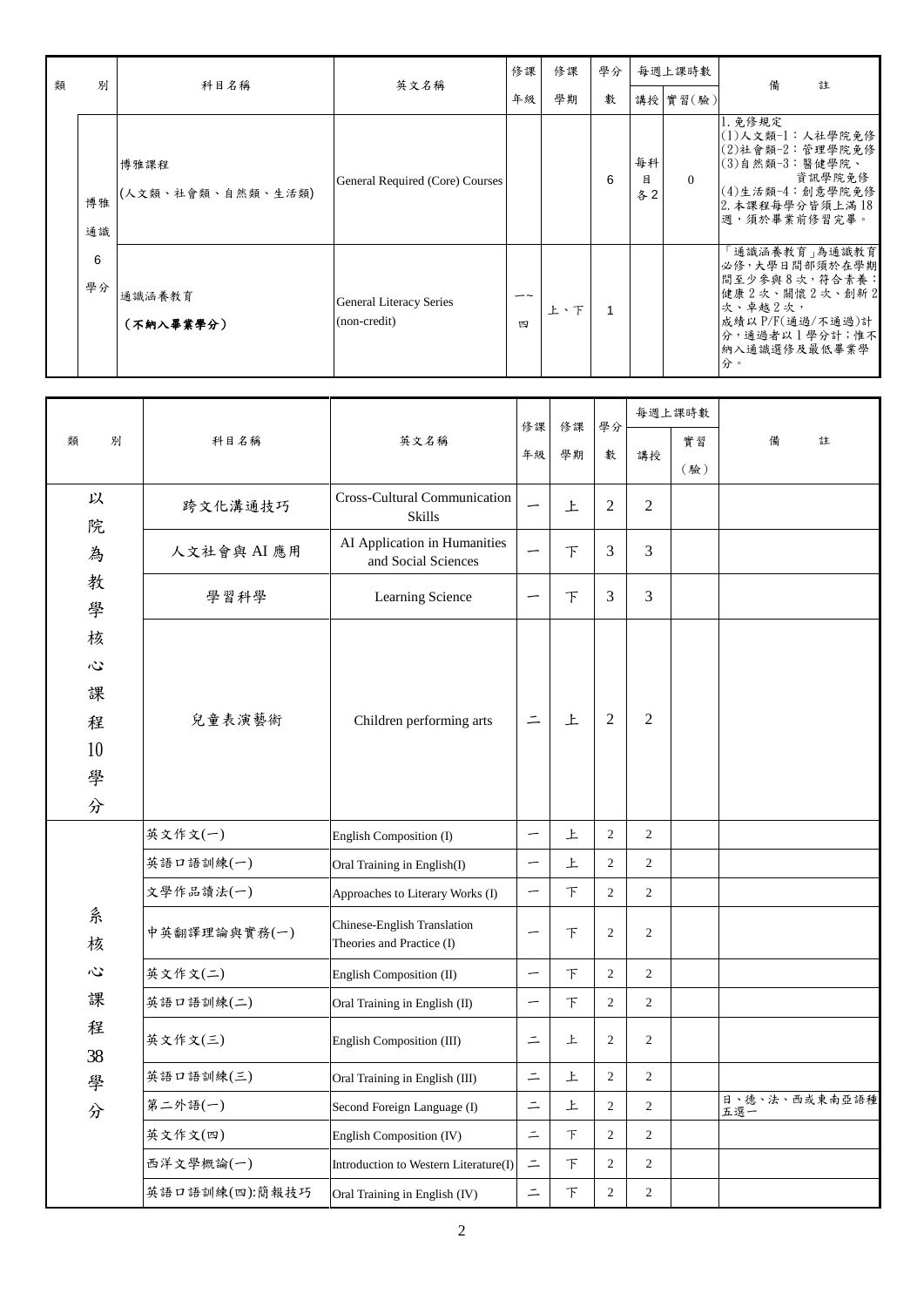| 類別 | | 科目名稱 | 英文名稱 | 修課年級 | 修課學期 | 學分數 | 每週上課時數 | | 備註 |
|---|---|---|---|---|---|---|---|---|---|
| | | | | | | | 講授 | 實習(驗) | |
| | 博雅通識 6 學分 | 博雅課程<br>(人文類、社會類、自然類、生活類) | General Required (Core) Courses | | | 6 | 每科目各2 | 0 | 1.免修規定<br>(1)人文類-1：人社學院免修<br>(2)社會類-2：管理學院免修<br>(3)自然類-3：醫健學院、資訊學院免修<br>(4)生活類-4：創意學院免修<br>2.本課程每學分皆須上滿18週，須於畢業前修習完畢。 |
| | | 通識涵養教育<br>**(不納入畢業學分)** | General Literacy Series (non-credit) | 一~四 | 上、下 | 1 | | | 「通識涵養教育」為通識教育必修，大學日間部須於在學期間至少參與8次，符合素養：健康2次、關懷2次、創新2次、卓越2次，成績以P/F(通過/不通過)計分，通過者以1學分計；惟不納入通識選修及最低畢業學分。 |

| 類別 | 科目名稱 | 英文名稱 | 修課年級 | 修課學期 | 學分數 | 每週上課時數 | | 備註 |
|---|---|---|---|---|---|---|---|---|
| | | | | | | 講授 | 實習(驗) | |
| 以院為教學核心課程10學分 | 跨文化溝通技巧 | Cross-Cultural Communication Skills | 一 | 上 | 2 | 2 | | |
| | 人文社會與AI應用 | AI Application in Humanities and Social Sciences | 一 | 下 | 3 | 3 | | |
| | 學習科學 | Learning Science | 一 | 下 | 3 | 3 | | |
| | 兒童表演藝術 | Children performing arts | 二 | 上 | 2 | 2 | | |
| 系核心課程38學分 | 英文作文(一) | English Composition (I) | 一 | 上 | 2 | 2 | | |
| | 英語口語訓練(一) | Oral Training in English(I) | 一 | 上 | 2 | 2 | | |
| | 文學作品讀法(一) | Approaches to Literary Works (I) | 一 | 下 | 2 | 2 | | |
| | 中英翻譯理論與實務(一) | Chinese-English Translation Theories and Practice (I) | 一 | 下 | 2 | 2 | | |
| | 英文作文(二) | English Composition (II) | 一 | 下 | 2 | 2 | | |
| | 英語口語訓練(二) | Oral Training in English (II) | 一 | 下 | 2 | 2 | | |
| | 英文作文(三) | English Composition (III) | 二 | 上 | 2 | 2 | | |
| | 英語口語訓練(三) | Oral Training in English (III) | 二 | 上 | 2 | 2 | | |
| | 第二外語(一) | Second Foreign Language (I) | 二 | 上 | 2 | 2 | | 日、德、法、西或東南亞語種五選一 |
| | 英文作文(四) | English Composition (IV) | 二 | 下 | 2 | 2 | | |
| | 西洋文學概論(一) | Introduction to Western Literature(I) | 二 | 下 | 2 | 2 | | |
| | 英語口語訓練(四):簡報技巧 | Oral Training in English (IV) | 二 | 下 | 2 | 2 | | |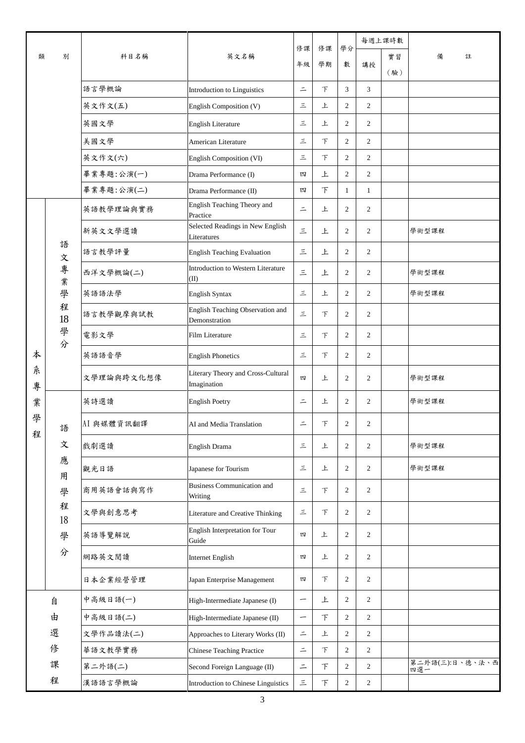| 類別 | | 科目名稱 | 英文名稱 | 修課年級 | 修課學期 | 學分數 | 每週上課時數 | | 備註 |
|---|---|---|---|---|---|---|---|---|---|
| | | | | | | | 講授 | 實習(驗) | |
| | | 語言學概論 | Introduction to Linguistics | 二 | 下 | 3 | 3 | | |
| | | 英文作文(五) | English Composition (V) | 三 | 上 | 2 | 2 | | |
| | | 英國文學 | English Literature | 三 | 上 | 2 | 2 | | |
| | | 美國文學 | American Literature | 三 | 下 | 2 | 2 | | |
| | | 英文作文(六) | English Composition (VI) | 三 | 下 | 2 | 2 | | |
| | | 畢業專題:公演(一) | Drama Performance (I) | 四 | 上 | 2 | 2 | | |
| | | 畢業專題:公演(二) | Drama Performance (II) | 四 | 下 | 1 | 1 | | |
| 本系專業學程 | 語文專業學程18學分 | 英語教學理論與實務 | English Teaching Theory and Practice | 二 | 上 | 2 | 2 | | |
| | | 新英文文學選讀 | Selected Readings in New English Literatures | 三 | 上 | 2 | 2 | | 學術型課程 |
| | | 語言教學評量 | English Teaching Evaluation | 三 | 上 | 2 | 2 | | |
| | | 西洋文學概論(二) | Introduction to Western Literature (II) | 三 | 上 | 2 | 2 | | 學術型課程 |
| | | 英語語法學 | English Syntax | 三 | 上 | 2 | 2 | | 學術型課程 |
| | | 語言教學觀摩與試教 | English Teaching Observation and Demonstration | 三 | 下 | 2 | 2 | | |
| | | 電影文學 | Film Literature | 三 | 下 | 2 | 2 | | |
| | | 英語語音學 | English Phonetics | 三 | 下 | 2 | 2 | | |
| | | 文學理論與跨文化想像 | Literary Theory and Cross-Cultural Imagination | 四 | 上 | 2 | 2 | | 學術型課程 |
| | 語文應用學程18學分 | 英詩選讀 | English Poetry | 二 | 上 | 2 | 2 | | 學術型課程 |
| | | AI與媒體資訊翻譯 | AI and Media Translation | 二 | 下 | 2 | 2 | | |
| | | 戲劇選讀 | English Drama | 三 | 上 | 2 | 2 | | 學術型課程 |
| | | 觀光日語 | Japanese for Tourism | 三 | 上 | 2 | 2 | | 學術型課程 |
| | | 商用英語會話與寫作 | Business Communication and Writing | 三 | 下 | 2 | 2 | | |
| | | 文學與創意思考 | Literature and Creative Thinking | 三 | 下 | 2 | 2 | | |
| | | 英語導覽解說 | English Interpretation for Tour Guide | 四 | 上 | 2 | 2 | | |
| | | 網路英文閱讀 | Internet English | 四 | 上 | 2 | 2 | | |
| | | 日本企業經營管理 | Japan Enterprise Management | 四 | 下 | 2 | 2 | | |
| 自由選修課程 | | 中高級日語(一) | High-Intermediate Japanese (I) | 一 | 上 | 2 | 2 | | |
| | | 中高級日語(二) | High-Intermediate Japanese (II) | 一 | 下 | 2 | 2 | | |
| | | 文學作品讀法(二) | Approaches to Literary Works (II) | 二 | 上 | 2 | 2 | | |
| | | 華語文教學實務 | Chinese Teaching Practice | 二 | 下 | 2 | 2 | | |
| | | 第二外語(二) | Second Foreign Language (II) | 二 | 下 | 2 | 2 | | 第二外語(三):日、德、法、西四選一 |
| | | 漢語語言學概論 | Introduction to Chinese Linguistics | 三 | 下 | 2 | 2 | | |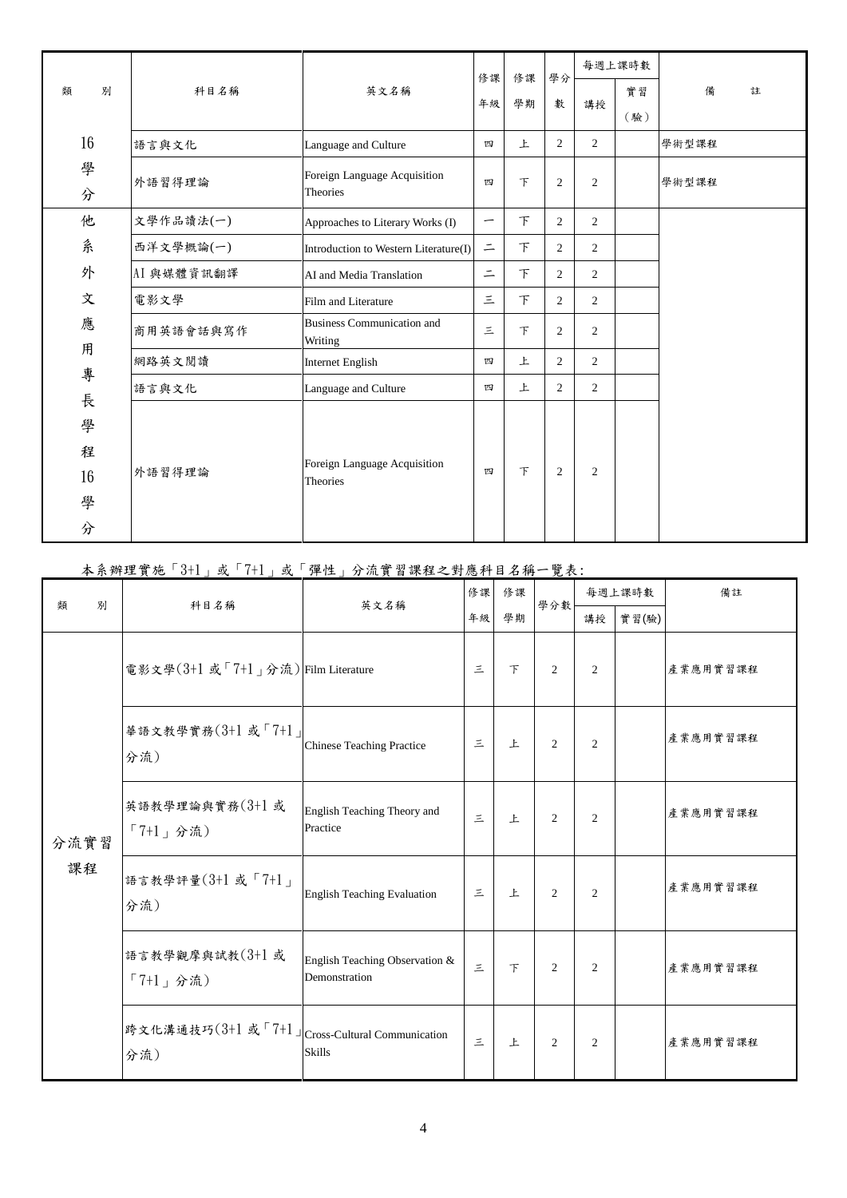| 類　　別 | 科目名稱 | 英文名稱 | 修課年級 | 修課學期 | 學分數 | 每週上課時數 | | 備　　註 |
|---|---|---|---|---|---|---|---|---|
| | | | | | | 講授 | 實習（驗） | |
| 16學分 | 語言與文化 | Language and Culture | 四 | 上 | 2 | 2 | | 學術型課程 |
| | 外語習得理論 | Foreign Language Acquisition Theories | 四 | 下 | 2 | 2 | | 學術型課程 |
| 他系外文應用專長學程16學分 | 文學作品讀法(一) | Approaches to Literary Works (I) | 一 | 下 | 2 | 2 | | |
| | 西洋文學概論(一) | Introduction to Western Literature(I) | 二 | 下 | 2 | 2 | | |
| | AI 與媒體資訊翻譯 | AI and Media Translation | 二 | 下 | 2 | 2 | | |
| | 電影文學 | Film and Literature | 三 | 下 | 2 | 2 | | |
| | 商用英語會話與寫作 | Business Communication and Writing | 三 | 下 | 2 | 2 | | |
| | 網路英文閱讀 | Internet English | 四 | 上 | 2 | 2 | | |
| | 語言與文化 | Language and Culture | 四 | 上 | 2 | 2 | | |
| | 外語習得理論 | Foreign Language Acquisition Theories | 四 | 下 | 2 | 2 | | |

本系辦理實施「3+1」或「7+1」或「彈性」分流實習課程之對應科目名稱一覽表:

| 類　　別 | 科目名稱 | 英文名稱 | 修課年級 | 修課學期 | 學分數 | 每週上課時數 | | 備註 |
|---|---|---|---|---|---|---|---|---|
| | | | | | | 講授 | 實習(驗) | |
| 分流實習課程 | 電影文學(3+1 或「7+1」分流) | Film Literature | 三 | 下 | 2 | 2 | | 產業應用實習課程 |
| | 華語文教學實務(3+1 或「7+1」分流) | Chinese Teaching Practice | 三 | 上 | 2 | 2 | | 產業應用實習課程 |
| | 英語教學理論與實務(3+1 或「7+1」分流) | English Teaching Theory and Practice | 三 | 上 | 2 | 2 | | 產業應用實習課程 |
| | 語言教學評量(3+1 或「7+1」分流) | English Teaching Evaluation | 三 | 上 | 2 | 2 | | 產業應用實習課程 |
| | 語言教學觀摩與試教(3+1 或「7+1」分流) | English Teaching Observation & Demonstration | 三 | 下 | 2 | 2 | | 產業應用實習課程 |
| | 跨文化溝通技巧(3+1 或「7+1」分流) | Cross-Cultural Communication Skills | 三 | 上 | 2 | 2 | | 產業應用實習課程 |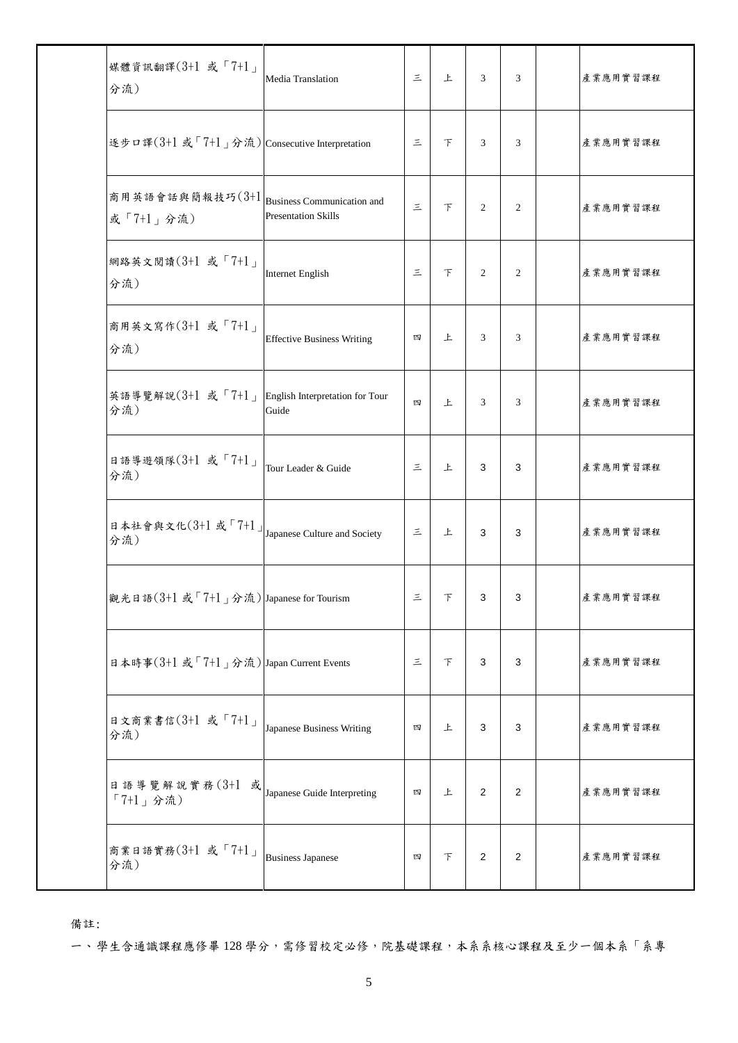| | | | | | | | | |
|---|---|---|---|---|---|---|---|---|
| | 媒體資訊翻譯(3+1 或「7+1」分流) | Media Translation | 三 | 上 | 3 | 3 | | 產業應用實習課程 |
| | 逐步口譯(3+1 或「7+1」分流) | Consecutive Interpretation | 三 | 下 | 3 | 3 | | 產業應用實習課程 |
| | 商用英語會話與簡報技巧(3+1 或「7+1」分流) | Business Communication and Presentation Skills | 三 | 下 | 2 | 2 | | 產業應用實習課程 |
| | 網路英文閱讀(3+1 或「7+1」分流) | Internet English | 三 | 下 | 2 | 2 | | 產業應用實習課程 |
| | 商用英文寫作(3+1 或「7+1」分流) | Effective Business Writing | 四 | 上 | 3 | 3 | | 產業應用實習課程 |
| | 英語導覽解說(3+1 或「7+1」分流) | English Interpretation for Tour Guide | 四 | 上 | 3 | 3 | | 產業應用實習課程 |
| | 日語導遊領隊(3+1 或「7+1」分流) | Tour Leader & Guide | 三 | 上 | 3 | 3 | | 產業應用實習課程 |
| | 日本社會與文化(3+1 或「7+1」分流) | Japanese Culture and Society | 三 | 上 | 3 | 3 | | 產業應用實習課程 |
| | 觀光日語(3+1 或「7+1」分流) | Japanese for Tourism | 三 | 下 | 3 | 3 | | 產業應用實習課程 |
| | 日本時事(3+1 或「7+1」分流) | Japan Current Events | 三 | 下 | 3 | 3 | | 產業應用實習課程 |
| | 日文商業書信(3+1 或「7+1」分流) | Japanese Business Writing | 四 | 上 | 3 | 3 | | 產業應用實習課程 |
| | 日語導覽解說實務(3+1 或「7+1」分流) | Japanese Guide Interpreting | 四 | 上 | 2 | 2 | | 產業應用實習課程 |
| | 商業日語實務(3+1 或「7+1」分流) | Business Japanese | 四 | 下 | 2 | 2 | | 產業應用實習課程 |

備註:

一、學生含通識課程應修畢 128 學分，需修習校定必修，院基礎課程，本系系核心課程及至少一個本系「系專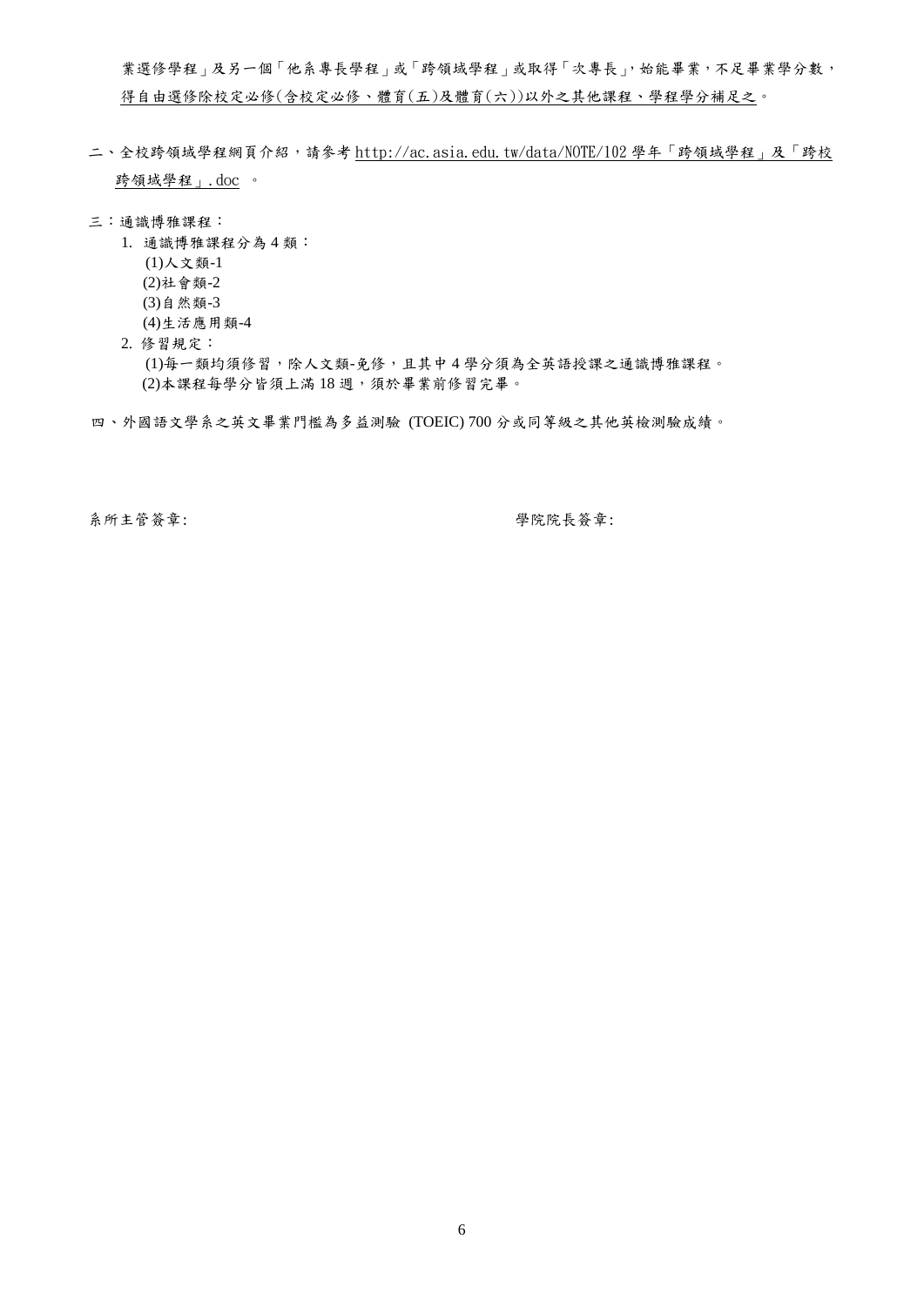業選修學程」及另一個「他系專長學程」或「跨領域學程」或取得「次專長」,始能畢業，不足畢業學分數，得自由選修除校定必修(含校定必修、體育(五)及體育(六))以外之其他課程、學程學分補足之。

二、全校跨領域學程網頁介紹，請參考 http://ac.asia.edu.tw/data/NOTE/102 學年「跨領域學程」及「跨校跨領域學程」.doc 。

三：通識博雅課程：

1. 通識博雅課程分為 4 類：
   (1)人文類-1
   (2)社會類-2
   (3)自然類-3
   (4)生活應用類-4
2. 修習規定：
   (1)每一類均須修習，除人文類-免修，且其中 4 學分須為全英語授課之通識博雅課程。
   (2)本課程每學分皆須上滿 18 週，須於畢業前修習完畢。

四、外國語文學系之英文畢業門檻為多益測驗 (TOEIC) 700 分或同等級之其他英檢測驗成績。

系所主管簽章:　　　　　　　　　　　　　　　　　　　　學院院長簽章: